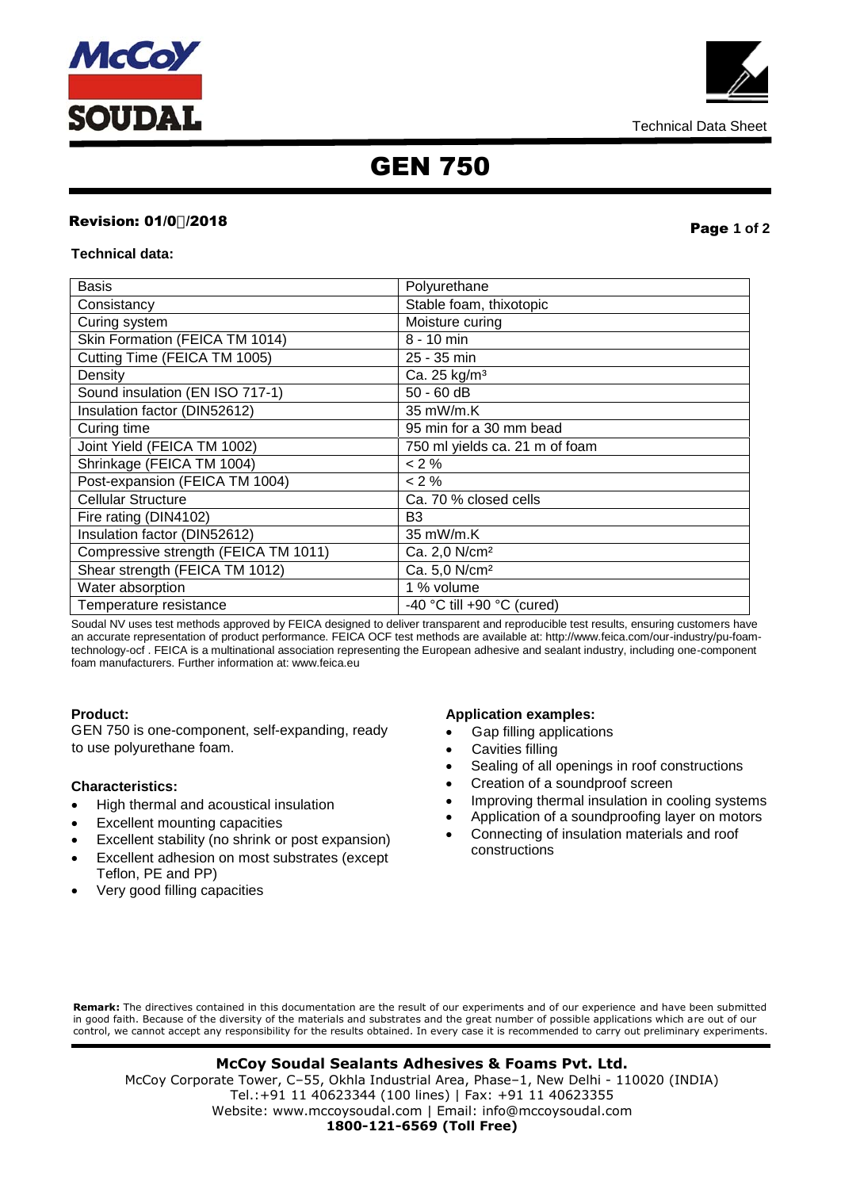Technical Data Sheet

# GEN 750

**Revision: 01/0/2018**

**Technical data:**

| Basis | Polyurethane |
|---|---|
| Consistancy | Stable foam, thixotopic |
| Curing system | Moisture curing |
| Skin Formation (FEICA TM 1014) | 8 - 10 min |
| Cutting Time (FEICA TM 1005) | 25 - 35 min |
| Density | Ca. 25 kg/m³ |
| Sound insulation (EN ISO 717-1) | 50 - 60 dB |
| Insulation factor (DIN52612) | 35 mW/m.K |
| Curing time | 95 min for a 30 mm bead |
| Joint Yield (FEICA TM 1002) | 750 ml yields ca. 21 m of foam |
| Shrinkage (FEICA TM 1004) | < 2 % |
| Post-expansion (FEICA TM 1004) | < 2 % |
| Cellular Structure | Ca. 70 % closed cells |
| Fire rating (DIN4102) | B3 |
| Insulation factor (DIN52612) | 35 mW/m.K |
| Compressive strength (FEICA TM 1011) | Ca. 2,0 N/cm² |
| Shear strength (FEICA TM 1012) | Ca. 5,0 N/cm² |
| Water absorption | 1 % volume |
| Temperature resistance | -40 °C till +90 °C (cured) |

Soudal NV uses test methods approved by FEICA designed to deliver transparent and reproducible test results, ensuring customers have an accurate representation of product performance. FEICA OCF test methods are available at: http://www.feica.com/our-industry/pu-foam-technology-ocf . FEICA is a multinational association representing the European adhesive and sealant industry, including one-component foam manufacturers. Further information at: www.feica.eu

**Product:**

GEN 750 is one-component, self-expanding, ready to use polyurethane foam.

**Characteristics:**

- High thermal and acoustical insulation
- Excellent mounting capacities
- Excellent stability (no shrink or post expansion)
- Excellent adhesion on most substrates (except Teflon, PE and PP)
- Very good filling capacities

**Application examples:**

- Gap filling applications
- Cavities filling
- Sealing of all openings in roof constructions
- Creation of a soundproof screen
- Improving thermal insulation in cooling systems
- Application of a soundproofing layer on motors
- Connecting of insulation materials and roof constructions

**Remark:** The directives contained in this documentation are the result of our experiments and of our experience and have been submitted in good faith. Because of the diversity of the materials and substrates and the great number of possible applications which are out of our control, we cannot accept any responsibility for the results obtained. In every case it is recommended to carry out preliminary experiments.

**McCoy Soudal Sealants Adhesives & Foams Pvt. Ltd.**
McCoy Corporate Tower, C–55, Okhla Industrial Area, Phase–1, New Delhi - 110020 (INDIA)
Tel.:+91 11 40623344 (100 lines) | Fax: +91 11 40623355
Website: www.mccoysoudal.com | Email: info@mccoysoudal.com
**1800-121-6569 (Toll Free)**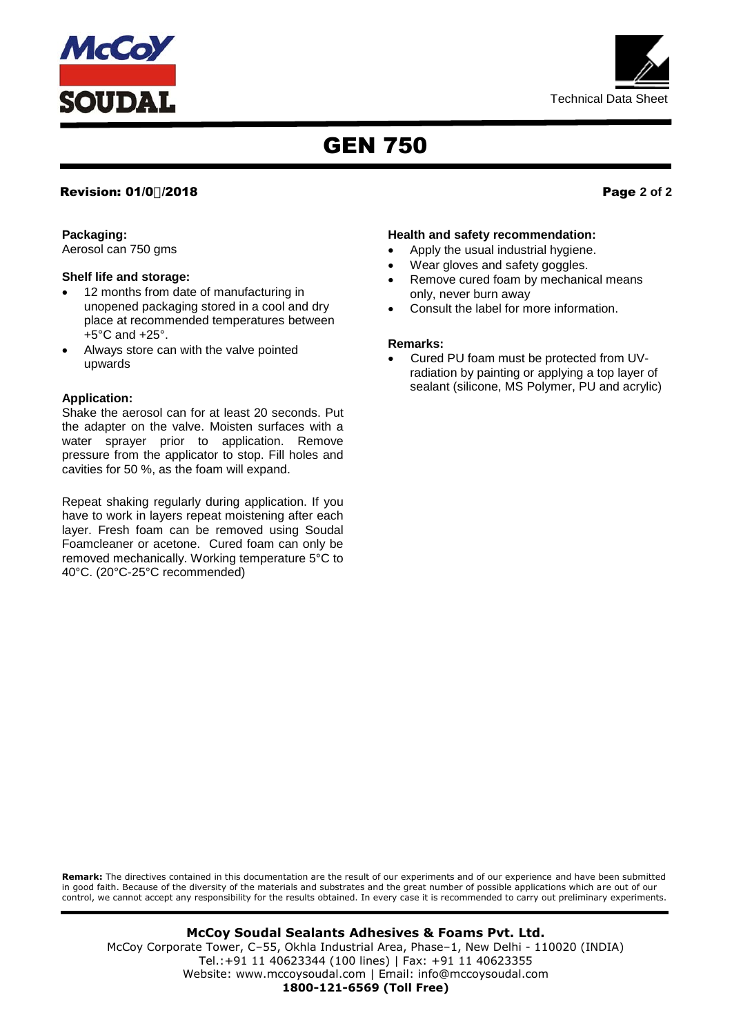# GEN 750

**Revision: 01/0?/2018**

**Packaging:**
Aerosol can 750 gms

**Shelf life and storage:**

- 12 months from date of manufacturing in unopened packaging stored in a cool and dry place at recommended temperatures between +5°C and +25°.
- Always store can with the valve pointed upwards

**Application:**
Shake the aerosol can for at least 20 seconds. Put the adapter on the valve. Moisten surfaces with a water sprayer prior to application. Remove pressure from the applicator to stop. Fill holes and cavities for 50 %, as the foam will expand.

Repeat shaking regularly during application. If you have to work in layers repeat moistening after each layer. Fresh foam can be removed using Soudal Foamcleaner or acetone. Cured foam can only be removed mechanically. Working temperature 5°C to 40°C. (20°C-25°C recommended)

**Health and safety recommendation:**

- Apply the usual industrial hygiene.
- Wear gloves and safety goggles.
- Remove cured foam by mechanical means only, never burn away
- Consult the label for more information.

**Remarks:**

- Cured PU foam must be protected from UV-radiation by painting or applying a top layer of sealant (silicone, MS Polymer, PU and acrylic)

**Remark:** The directives contained in this documentation are the result of our experiments and of our experience and have been submitted in good faith. Because of the diversity of the materials and substrates and the great number of possible applications which are out of our control, we cannot accept any responsibility for the results obtained. In every case it is recommended to carry out preliminary experiments.

**McCoy Soudal Sealants Adhesives & Foams Pvt. Ltd.**
McCoy Corporate Tower, C–55, Okhla Industrial Area, Phase–1, New Delhi - 110020 (INDIA)
Tel.:+91 11 40623344 (100 lines) | Fax: +91 11 40623355
Website: www.mccoysoudal.com | Email: info@mccoysoudal.com
**1800-121-6569 (Toll Free)**